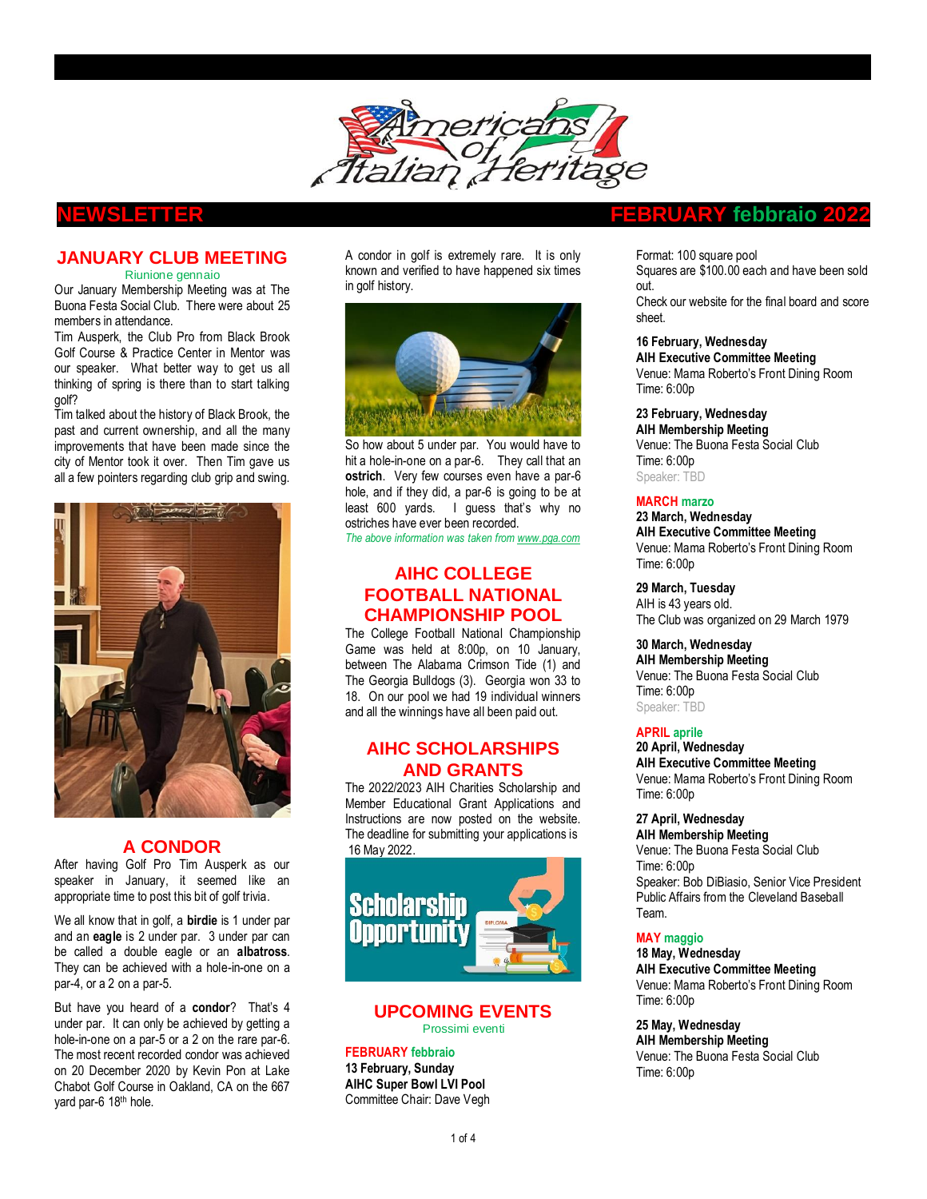# Americans of Italian Heritage

## NEWSLETTER — FEBRUARY febbraio 2022

## JANUARY CLUB MEETING

Riunione gennaio

Our January Membership Meeting was at The Buona Festa Social Club. There were about 25 members in attendance.

Tim Ausperk, the Club Pro from Black Brook Golf Course & Practice Center in Mentor was our speaker. What better way to get us all thinking of spring is there than to start talking golf?

Tim talked about the history of Black Brook, the past and current ownership, and all the many improvements that have been made since the city of Mentor took it over. Then Tim gave us all a few pointers regarding club grip and swing.

## A CONDOR

After having Golf Pro Tim Ausperk as our speaker in January, it seemed like an appropriate time to post this bit of golf trivia.

We all know that in golf, a **birdie** is 1 under par and an **eagle** is 2 under par. 3 under par can be called a double eagle or an **albatross**. They can be achieved with a hole-in-one on a par-4, or a 2 on a par-5.

But have you heard of a **condor**? That's 4 under par. It can only be achieved by getting a hole-in-one on a par-5 or a 2 on the rare par-6. The most recent recorded condor was achieved on 20 December 2020 by Kevin Pon at Lake Chabot Golf Course in Oakland, CA on the 667 yard par-6 18th hole.

A condor in golf is extremely rare. It is only known and verified to have happened six times in golf history.

So how about 5 under par. You would have to hit a hole-in-one on a par-6. They call that an **ostrich**. Very few courses even have a par-6 hole, and if they did, a par-6 is going to be at least 600 yards. I guess that's why no ostriches have ever been recorded.

*The above information was taken from www.pga.com*

## AIHC COLLEGE FOOTBALL NATIONAL CHAMPIONSHIP POOL

The College Football National Championship Game was held at 8:00p, on 10 January, between The Alabama Crimson Tide (1) and The Georgia Bulldogs (3). Georgia won 33 to 18. On our pool we had 19 individual winners and all the winnings have all been paid out.

## AIHC SCHOLARSHIPS AND GRANTS

The 2022/2023 AIH Charities Scholarship and Member Educational Grant Applications and Instructions are now posted on the website. The deadline for submitting your applications is 16 May 2022.

## UPCOMING EVENTS

Prossimi eventi

### FEBRUARY febbraio

**13 February, Sunday**
**AIHC Super Bowl LVI Pool**
Committee Chair: Dave Vegh
Format: 100 square pool
Squares are $100.00 each and have been sold out.
Check our website for the final board and score sheet.

**16 February, Wednesday**
**AIH Executive Committee Meeting**
Venue: Mama Roberto's Front Dining Room
Time: 6:00p

**23 February, Wednesday**
**AIH Membership Meeting**
Venue: The Buona Festa Social Club
Time: 6:00p
Speaker: TBD

### MARCH marzo

**23 March, Wednesday**
**AIH Executive Committee Meeting**
Venue: Mama Roberto's Front Dining Room
Time: 6:00p

**29 March, Tuesday**
AIH is 43 years old.
The Club was organized on 29 March 1979

**30 March, Wednesday**
**AIH Membership Meeting**
Venue: The Buona Festa Social Club
Time: 6:00p
Speaker: TBD

### APRIL aprile

**20 April, Wednesday**
**AIH Executive Committee Meeting**
Venue: Mama Roberto's Front Dining Room
Time: 6:00p

**27 April, Wednesday**
**AIH Membership Meeting**
Venue: The Buona Festa Social Club
Time: 6:00p
Speaker: Bob DiBiasio, Senior Vice President Public Affairs from the Cleveland Baseball Team.

### MAY maggio

**18 May, Wednesday**
**AIH Executive Committee Meeting**
Venue: Mama Roberto's Front Dining Room
Time: 6:00p

**25 May, Wednesday**
**AIH Membership Meeting**
Venue: The Buona Festa Social Club
Time: 6:00p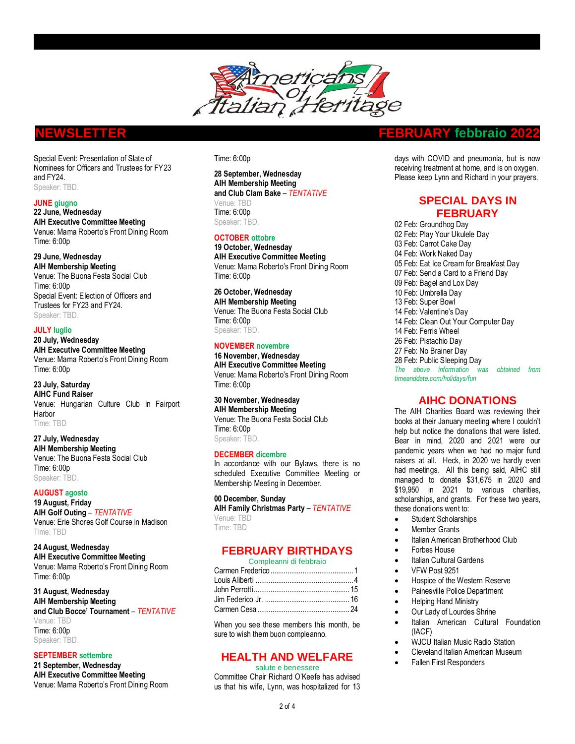# Americans of Italian Heritage

## NEWSLETTER — FEBRUARY febbraio 2022

Special Event: Presentation of Slate of Nominees for Officers and Trustees for FY23 and FY24.
Speaker: TBD.

**JUNE giugno**

**22 June, Wednesday**
**AIH Executive Committee Meeting**
Venue: Mama Roberto's Front Dining Room
Time: 6:00p

**29 June, Wednesday**
**AIH Membership Meeting**
Venue: The Buona Festa Social Club
Time: 6:00p
Special Event: Election of Officers and Trustees for FY23 and FY24.
Speaker: TBD.

**JULY luglio**

**20 July, Wednesday**
**AIH Executive Committee Meeting**
Venue: Mama Roberto's Front Dining Room
Time: 6:00p

**23 July, Saturday**
**AIHC Fund Raiser**
Venue: Hungarian Culture Club in Fairport Harbor
Time: TBD

**27 July, Wednesday**
**AIH Membership Meeting**
Venue: The Buona Festa Social Club
Time: 6:00p
Speaker: TBD.

**AUGUST agosto**

**19 August, Friday**
**AIH Golf Outing** – *TENTATIVE*
Venue: Erie Shores Golf Course in Madison
Time: TBD

**24 August, Wednesday**
**AIH Executive Committee Meeting**
Venue: Mama Roberto's Front Dining Room
Time: 6:00p

**31 August, Wednesday**
**AIH Membership Meeting**
**and Club Bocce' Tournament** – *TENTATIVE*
Venue: TBD
Time: 6:00p
Speaker: TBD.

**SEPTEMBER settembre**

**21 September, Wednesday**
**AIH Executive Committee Meeting**
Venue: Mama Roberto's Front Dining Room
Time: 6:00p

**28 September, Wednesday**
**AIH Membership Meeting**
**and Club Clam Bake** – *TENTATIVE*
Venue: TBD
Time: 6:00p
Speaker: TBD.

**OCTOBER ottobre**

**19 October, Wednesday**
**AIH Executive Committee Meeting**
Venue: Mama Roberto's Front Dining Room
Time: 6:00p

**26 October, Wednesday**
**AIH Membership Meeting**
Venue: The Buona Festa Social Club
Time: 6:00p
Speaker: TBD.

**NOVEMBER novembre**

**16 November, Wednesday**
**AIH Executive Committee Meeting**
Venue: Mama Roberto's Front Dining Room
Time: 6:00p

**30 November, Wednesday**
**AIH Membership Meeting**
Venue: The Buona Festa Social Club
Time: 6:00p
Speaker: TBD.

**DECEMBER dicembre**

In accordance with our Bylaws, there is no scheduled Executive Committee Meeting or Membership Meeting in December.

**00 December, Sunday**
**AIH Family Christmas Party** – *TENTATIVE*
Venue: TBD
Time: TBD

## FEBRUARY BIRTHDAYS

Compleanni di febbraio

Carmen Frederico .......... 1
Louis Aliberti .......... 4
John Perrotti .......... 15
Jim Federico Jr. .......... 16
Carmen Cesa .......... 24

When you see these members this month, be sure to wish them buon compleanno.

## HEALTH AND WELFARE

salute e benessere

Committee Chair Richard O'Keefe has advised us that his wife, Lynn, was hospitalized for 13 days with COVID and pneumonia, but is now receiving treatment at home, and is on oxygen. Please keep Lynn and Richard in your prayers.

## SPECIAL DAYS IN FEBRUARY

02 Feb: Groundhog Day
02 Feb: Play Your Ukulele Day
03 Feb: Carrot Cake Day
04 Feb: Work Naked Day
05 Feb: Eat Ice Cream for Breakfast Day
07 Feb: Send a Card to a Friend Day
09 Feb: Bagel and Lox Day
10 Feb: Umbrella Day
13 Feb: Super Bowl
14 Feb: Valentine's Day
14 Feb: Clean Out Your Computer Day
14 Feb: Ferris Wheel
26 Feb: Pistachio Day
27 Feb: No Brainer Day
28 Feb: Public Sleeping Day

*The above information was obtained from timeanddate.com/holidays/fun*

## AIHC DONATIONS

The AIH Charities Board was reviewing their books at their January meeting where I couldn't help but notice the donations that were listed. Bear in mind, 2020 and 2021 were our pandemic years when we had no major fund raisers at all. Heck, in 2020 we hardly even had meetings. All this being said, AIHC still managed to donate $31,675 in 2020 and $19,950 in 2021 to various charities, scholarships, and grants. For these two years, these donations went to:

- Student Scholarships
- Member Grants
- Italian American Brotherhood Club
- Forbes House
- Italian Cultural Gardens
- VFW Post 9251
- Hospice of the Western Reserve
- Painesville Police Department
- Helping Hand Ministry
- Our Lady of Lourdes Shrine
- Italian American Cultural Foundation (IACF)
- WJCU Italian Music Radio Station
- Cleveland Italian American Museum
- Fallen First Responders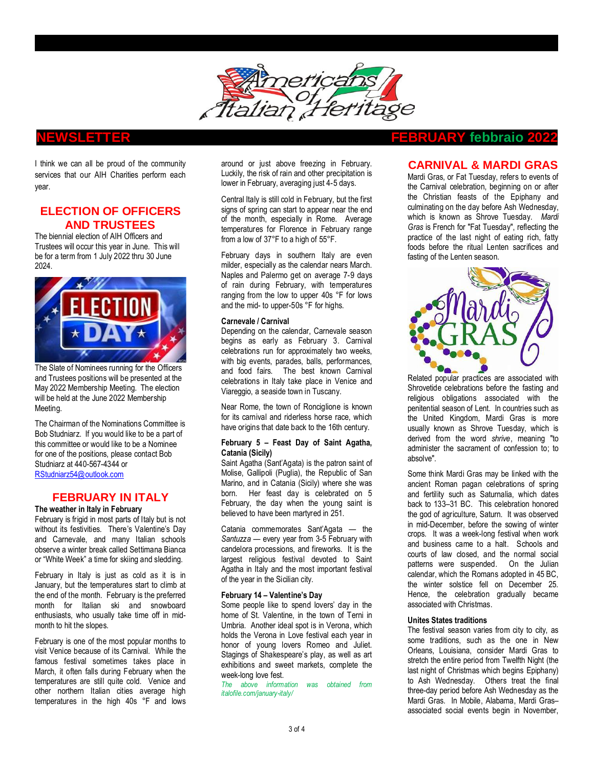# Americans of Italian Heritage

## NEWSLETTER — FEBRUARY febbraio 2022

I think we can all be proud of the community services that our AIH Charities perform each year.

## ELECTION OF OFFICERS AND TRUSTEES

The biennial election of AIH Officers and Trustees will occur this year in June. This will be for a term from 1 July 2022 thru 30 June 2024.

The Slate of Nominees running for the Officers and Trustees positions will be presented at the May 2022 Membership Meeting. The election will be held at the June 2022 Membership Meeting.

The Chairman of the Nominations Committee is Bob Studniarz. If you would like to be a part of this committee or would like to be a Nominee for one of the positions, please contact Bob Studniarz at 440-567-4344 or RStudniarz54@outlook.com

## FEBRUARY IN ITALY

**The weather in Italy in February**

February is frigid in most parts of Italy but is not without its festivities. There's Valentine's Day and Carnevale, and many Italian schools observe a winter break called Settimana Bianca or "White Week" a time for skiing and sledding.

February in Italy is just as cold as it is in January, but the temperatures start to climb at the end of the month. February is the preferred month for Italian ski and snowboard enthusiasts, who usually take time off in mid-month to hit the slopes.

February is one of the most popular months to visit Venice because of its Carnival. While the famous festival sometimes takes place in March, it often falls during February when the temperatures are still quite cold. Venice and other northern Italian cities average high temperatures in the high 40s °F and lows around or just above freezing in February. Luckily, the risk of rain and other precipitation is lower in February, averaging just 4-5 days.

Central Italy is still cold in February, but the first signs of spring can start to appear near the end of the month, especially in Rome. Average temperatures for Florence in February range from a low of 37°F to a high of 55°F.

February days in southern Italy are even milder, especially as the calendar nears March. Naples and Palermo get on average 7-9 days of rain during February, with temperatures ranging from the low to upper 40s °F for lows and the mid- to upper-50s °F for highs.

**Carnevale / Carnival**

Depending on the calendar, Carnevale season begins as early as February 3. Carnival celebrations run for approximately two weeks, with big events, parades, balls, performances, and food fairs. The best known Carnival celebrations in Italy take place in Venice and Viareggio, a seaside town in Tuscany.

Near Rome, the town of Ronciglione is known for its carnival and riderless horse race, which have origins that date back to the 16th century.

**February 5 – Feast Day of Saint Agatha, Catania (Sicily)**

Saint Agatha (Sant'Agata) is the patron saint of Molise, Gallipoli (Puglia), the Republic of San Marino, and in Catania (Sicily) where she was born. Her feast day is celebrated on 5 February, the day when the young saint is believed to have been martyred in 251.

Catania commemorates Sant'Agata — the *Santuzza* — every year from 3-5 February with candelora processions, and fireworks. It is the largest religious festival devoted to Saint Agatha in Italy and the most important festival of the year in the Sicilian city.

**February 14 – Valentine's Day**

Some people like to spend lovers' day in the home of St. Valentine, in the town of Terni in Umbria. Another ideal spot is in Verona, which holds the Verona in Love festival each year in honor of young lovers Romeo and Juliet. Stagings of Shakespeare's play, as well as art exhibitions and sweet markets, complete the week-long love fest.

*The above information was obtained from italofile.com/january-italy/*

## CARNIVAL & MARDI GRAS

Mardi Gras, or Fat Tuesday, refers to events of the Carnival celebration, beginning on or after the Christian feasts of the Epiphany and culminating on the day before Ash Wednesday, which is known as Shrove Tuesday. *Mardi Gras* is French for "Fat Tuesday", reflecting the practice of the last night of eating rich, fatty foods before the ritual Lenten sacrifices and fasting of the Lenten season.

Related popular practices are associated with Shrovetide celebrations before the fasting and religious obligations associated with the penitential season of Lent. In countries such as the United Kingdom, Mardi Gras is more usually known as Shrove Tuesday, which is derived from the word *shrive*, meaning "to administer the sacrament of confession to; to absolve".

Some think Mardi Gras may be linked with the ancient Roman pagan celebrations of spring and fertility such as Saturnalia, which dates back to 133–31 BC. This celebration honored the god of agriculture, Saturn. It was observed in mid-December, before the sowing of winter crops. It was a week-long festival when work and business came to a halt. Schools and courts of law closed, and the normal social patterns were suspended. On the Julian calendar, which the Romans adopted in 45 BC, the winter solstice fell on December 25. Hence, the celebration gradually became associated with Christmas.

**Unites States traditions**

The festival season varies from city to city, as some traditions, such as the one in New Orleans, Louisiana, consider Mardi Gras to stretch the entire period from Twelfth Night (the last night of Christmas which begins Epiphany) to Ash Wednesday. Others treat the final three-day period before Ash Wednesday as the Mardi Gras. In Mobile, Alabama, Mardi Gras–associated social events begin in November,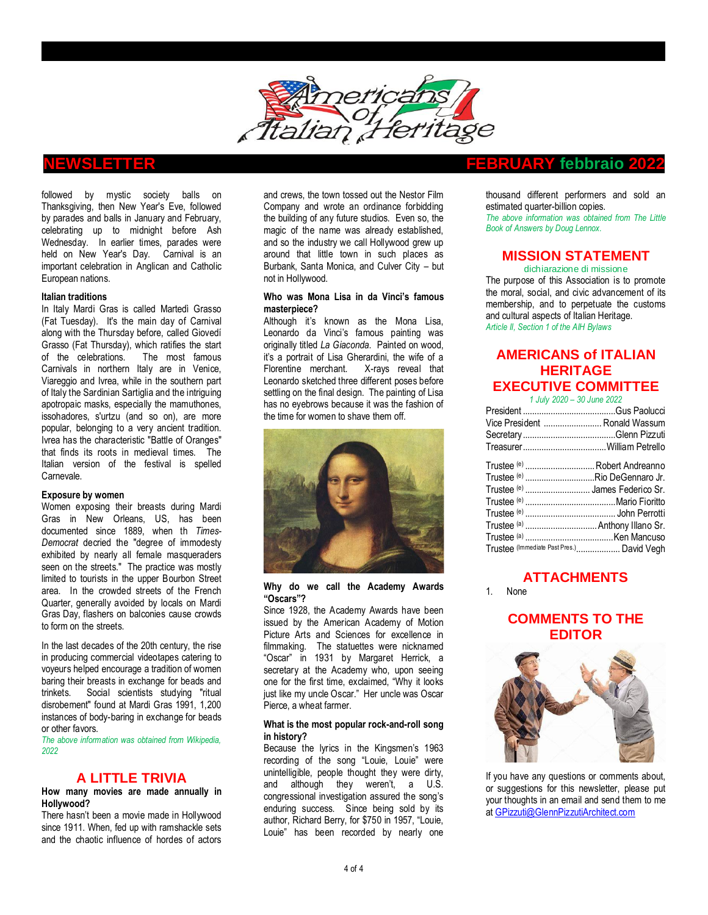followed by mystic society balls on Thanksgiving, then New Year's Eve, followed by parades and balls in January and February, celebrating up to midnight before Ash Wednesday. In earlier times, parades were held on New Year's Day. Carnival is an important celebration in Anglican and Catholic European nations.

**Italian traditions**

In Italy Mardi Gras is called Martedì Grasso (Fat Tuesday). It's the main day of Carnival along with the Thursday before, called Giovedí Grasso (Fat Thursday), which ratifies the start of the celebrations. The most famous Carnivals in northern Italy are in Venice, Viareggio and Ivrea, while in the southern part of Italy the Sardinian Sartiglia and the intriguing apotropaic masks, especially the mamuthones, issohadores, s'urtzu (and so on), are more popular, belonging to a very ancient tradition. Ivrea has the characteristic "Battle of Oranges" that finds its roots in medieval times. The Italian version of the festival is spelled Carnevale.

**Exposure by women**

Women exposing their breasts during Mardi Gras in New Orleans, US, has been documented since 1889, when th *Times-Democrat* decried the "degree of immodesty exhibited by nearly all female masqueraders seen on the streets." The practice was mostly limited to tourists in the upper Bourbon Street area. In the crowded streets of the French Quarter, generally avoided by locals on Mardi Gras Day, flashers on balconies cause crowds to form on the streets.

In the last decades of the 20th century, the rise in producing commercial videotapes catering to voyeurs helped encourage a tradition of women baring their breasts in exchange for beads and trinkets. Social scientists studying "ritual disrobement" found at Mardi Gras 1991, 1,200 instances of body-baring in exchange for beads or other favors.

*The above information was obtained from Wikipedia, 2022*

## A LITTLE TRIVIA

**How many movies are made annually in Hollywood?**

There hasn't been a movie made in Hollywood since 1911. When, fed up with ramshackle sets and the chaotic influence of hordes of actors and crews, the town tossed out the Nestor Film Company and wrote an ordinance forbidding the building of any future studios. Even so, the magic of the name was already established, and so the industry we call Hollywood grew up around that little town in such places as Burbank, Santa Monica, and Culver City – but not in Hollywood.

**Who was Mona Lisa in da Vinci's famous masterpiece?**

Although it's known as the Mona Lisa, Leonardo da Vinci's famous painting was originally titled *La Giaconda*. Painted on wood, it's a portrait of Lisa Gherardini, the wife of a Florentine merchant. X-rays reveal that Leonardo sketched three different poses before settling on the final design. The painting of Lisa has no eyebrows because it was the fashion of the time for women to shave them off.

**Why do we call the Academy Awards "Oscars"?**

Since 1928, the Academy Awards have been issued by the American Academy of Motion Picture Arts and Sciences for excellence in filmmaking. The statuettes were nicknamed "Oscar" in 1931 by Margaret Herrick, a secretary at the Academy who, upon seeing one for the first time, exclaimed, "Why it looks just like my uncle Oscar." Her uncle was Oscar Pierce, a wheat farmer.

**What is the most popular rock-and-roll song in history?**

Because the lyrics in the Kingsmen's 1963 recording of the song "Louie, Louie" were unintelligible, people thought they were dirty, and although they weren't, a U.S. congressional investigation assured the song's enduring success. Since being sold by its author, Richard Berry, for $750 in 1957, "Louie, Louie" has been recorded by nearly one thousand different performers and sold an estimated quarter-billion copies.

*The above information was obtained from The Little Book of Answers by Doug Lennox.*

## MISSION STATEMENT

dichiarazione di missione

The purpose of this Association is to promote the moral, social, and civic advancement of its membership, and to perpetuate the customs and cultural aspects of Italian Heritage.

*Article II, Section 1 of the AIH Bylaws*

## AMERICANS of ITALIAN HERITAGE EXECUTIVE COMMITTEE

*1 July 2020 – 30 June 2022*

| | |
|---|---|
| President | Gus Paolucci |
| Vice President | Ronald Wassum |
| Secretary | Glenn Pizzuti |
| Treasurer | William Petrello |
| Trustee (e) | Robert Andreanno |
| Trustee (e) | Rio DeGennaro Jr. |
| Trustee (e) | James Federico Sr. |
| Trustee (e) | Mario Fioritto |
| Trustee (e) | John Perrotti |
| Trustee (a) | Anthony Illano Sr. |
| Trustee (a) | Ken Mancuso |
| Trustee (Immediate Past Pres.) | David Vegh |

## ATTACHMENTS

1. None

## COMMENTS TO THE EDITOR

If you have any questions or comments about, or suggestions for this newsletter, please put your thoughts in an email and send them to me at GPizzuti@GlennPizzutiArchitect.com